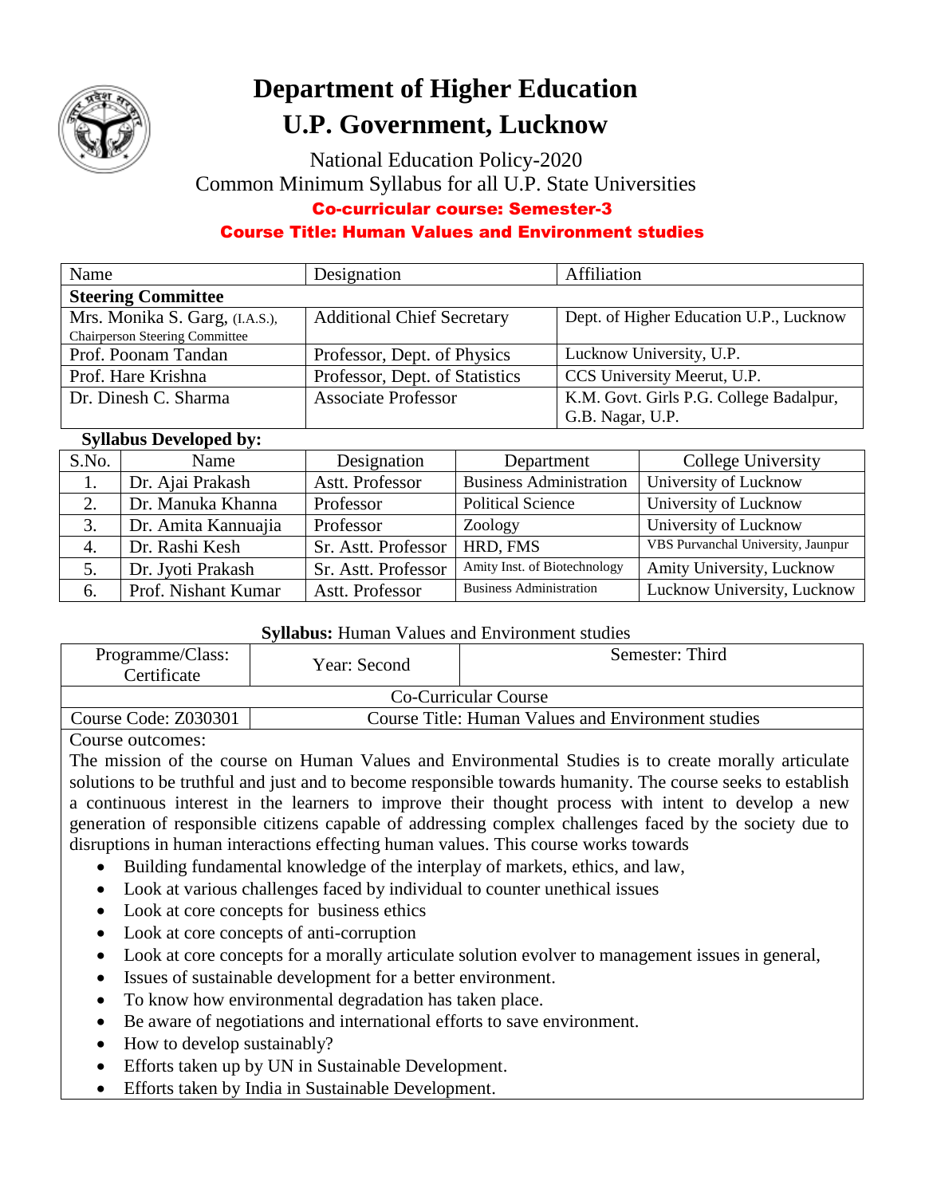# Department of Higher Education
# U.P. Government, Lucknow

National Education Policy-2020
Common Minimum Syllabus for all U.P. State Universities

**Co-curricular course: Semester-3**

**Course Title: Human Values and Environment studies**

| Name | Designation | Affiliation |
|---|---|---|
| **Steering Committee** | | |
| Mrs. Monika S. Garg, (I.A.S.), Chairperson Steering Committee | Additional Chief Secretary | Dept. of Higher Education U.P., Lucknow |
| Prof. Poonam Tandan | Professor, Dept. of Physics | Lucknow University, U.P. |
| Prof. Hare Krishna | Professor, Dept. of Statistics | CCS University Meerut, U.P. |
| Dr. Dinesh C. Sharma | Associate Professor | K.M. Govt. Girls P.G. College Badalpur, G.B. Nagar, U.P. |

**Syllabus Developed by:**

| S.No. | Name | Designation | Department | College University |
|---|---|---|---|---|
| 1. | Dr. Ajai Prakash | Astt. Professor | Business Administration | University of Lucknow |
| 2. | Dr. Manuka Khanna | Professor | Political Science | University of Lucknow |
| 3. | Dr. Amita Kannuajia | Professor | Zoology | University of Lucknow |
| 4. | Dr. Rashi Kesh | Sr. Astt. Professor | HRD, FMS | VBS Purvanchal University, Jaunpur |
| 5. | Dr. Jyoti Prakash | Sr. Astt. Professor | Amity Inst. of Biotechnology | Amity University, Lucknow |
| 6. | Prof. Nishant Kumar | Astt. Professor | Business Administration | Lucknow University, Lucknow |

**Syllabus:** Human Values and Environment studies

| Programme/Class: Certificate | Year: Second | Semester: Third |
|---|---|---|
| Co-Curricular Course | | |
| Course Code: Z030301 | Course Title: Human Values and Environment studies | |

Course outcomes:

The mission of the course on Human Values and Environmental Studies is to create morally articulate solutions to be truthful and just and to become responsible towards humanity. The course seeks to establish a continuous interest in the learners to improve their thought process with intent to develop a new generation of responsible citizens capable of addressing complex challenges faced by the society due to disruptions in human interactions effecting human values. This course works towards

- Building fundamental knowledge of the interplay of markets, ethics, and law,
- Look at various challenges faced by individual to counter unethical issues
- Look at core concepts for business ethics
- Look at core concepts of anti-corruption
- Look at core concepts for a morally articulate solution evolver to management issues in general,
- Issues of sustainable development for a better environment.
- To know how environmental degradation has taken place.
- Be aware of negotiations and international efforts to save environment.
- How to develop sustainably?
- Efforts taken up by UN in Sustainable Development.
- Efforts taken by India in Sustainable Development.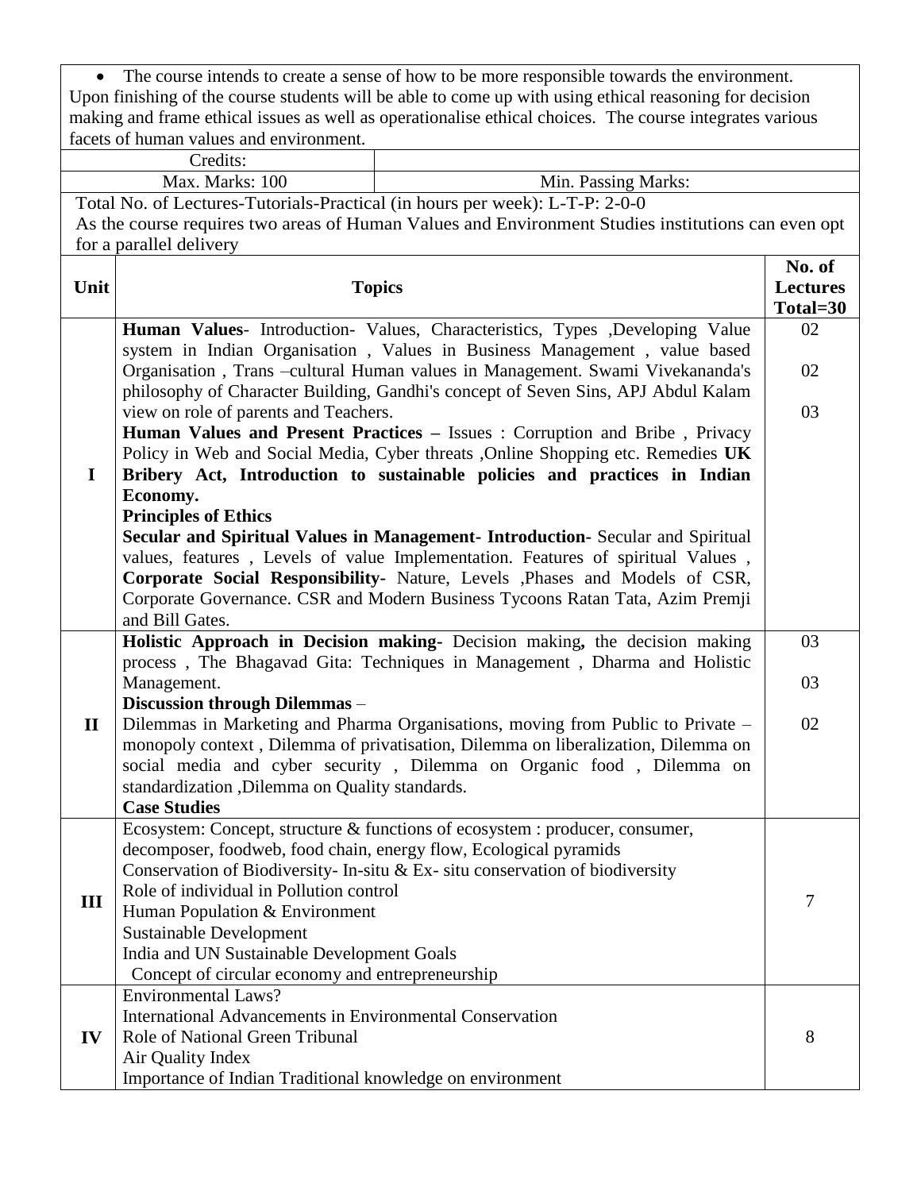- The course intends to create a sense of how to be more responsible towards the environment.

Upon finishing of the course students will be able to come up with using ethical reasoning for decision making and frame ethical issues as well as operationalise ethical choices. The course integrates various facets of human values and environment.

| Credits: | |
|---|---|
| Max. Marks: 100 | Min. Passing Marks: |

Total No. of Lectures-Tutorials-Practical (in hours per week): L-T-P: 2-0-0

As the course requires two areas of Human Values and Environment Studies institutions can even opt for a parallel delivery

| Unit | Topics | No. of Lectures Total=30 |
|---|---|---|
| I | **Human Values**- Introduction- Values, Characteristics, Types ,Developing Value system in Indian Organisation , Values in Business Management , value based Organisation , Trans –cultural Human values in Management. Swami Vivekananda's philosophy of Character Building, Gandhi's concept of Seven Sins, APJ Abdul Kalam view on role of parents and Teachers.<br>**Human Values and Present Practices –** Issues : Corruption and Bribe , Privacy Policy in Web and Social Media, Cyber threats ,Online Shopping etc. Remedies **UK Bribery Act, Introduction to sustainable policies and practices in Indian Economy.**<br>**Principles of Ethics**<br>**Secular and Spiritual Values in Management- Introduction-** Secular and Spiritual values, features , Levels of value Implementation. Features of spiritual Values ,<br>**Corporate Social Responsibility-** Nature, Levels ,Phases and Models of CSR, Corporate Governance. CSR and Modern Business Tycoons Ratan Tata, Azim Premji and Bill Gates. | 02<br>02<br>03 |
| II | **Holistic Approach in Decision making-** Decision making**,** the decision making process , The Bhagavad Gita: Techniques in Management , Dharma and Holistic Management.<br>**Discussion through Dilemmas** –<br>Dilemmas in Marketing and Pharma Organisations, moving from Public to Private – monopoly context , Dilemma of privatisation, Dilemma on liberalization, Dilemma on social media and cyber security , Dilemma on Organic food , Dilemma on standardization ,Dilemma on Quality standards.<br>**Case Studies** | 03<br>03<br>02 |
| III | Ecosystem: Concept, structure & functions of ecosystem : producer, consumer, decomposer, foodweb, food chain, energy flow, Ecological pyramids<br>Conservation of Biodiversity- In-situ & Ex- situ conservation of biodiversity<br>Role of individual in Pollution control<br>Human Population & Environment<br>Sustainable Development<br>India and UN Sustainable Development Goals<br>Concept of circular economy and entrepreneurship | 7 |
| IV | Environmental Laws?<br>International Advancements in Environmental Conservation<br>Role of National Green Tribunal<br>Air Quality Index<br>Importance of Indian Traditional knowledge on environment | 8 |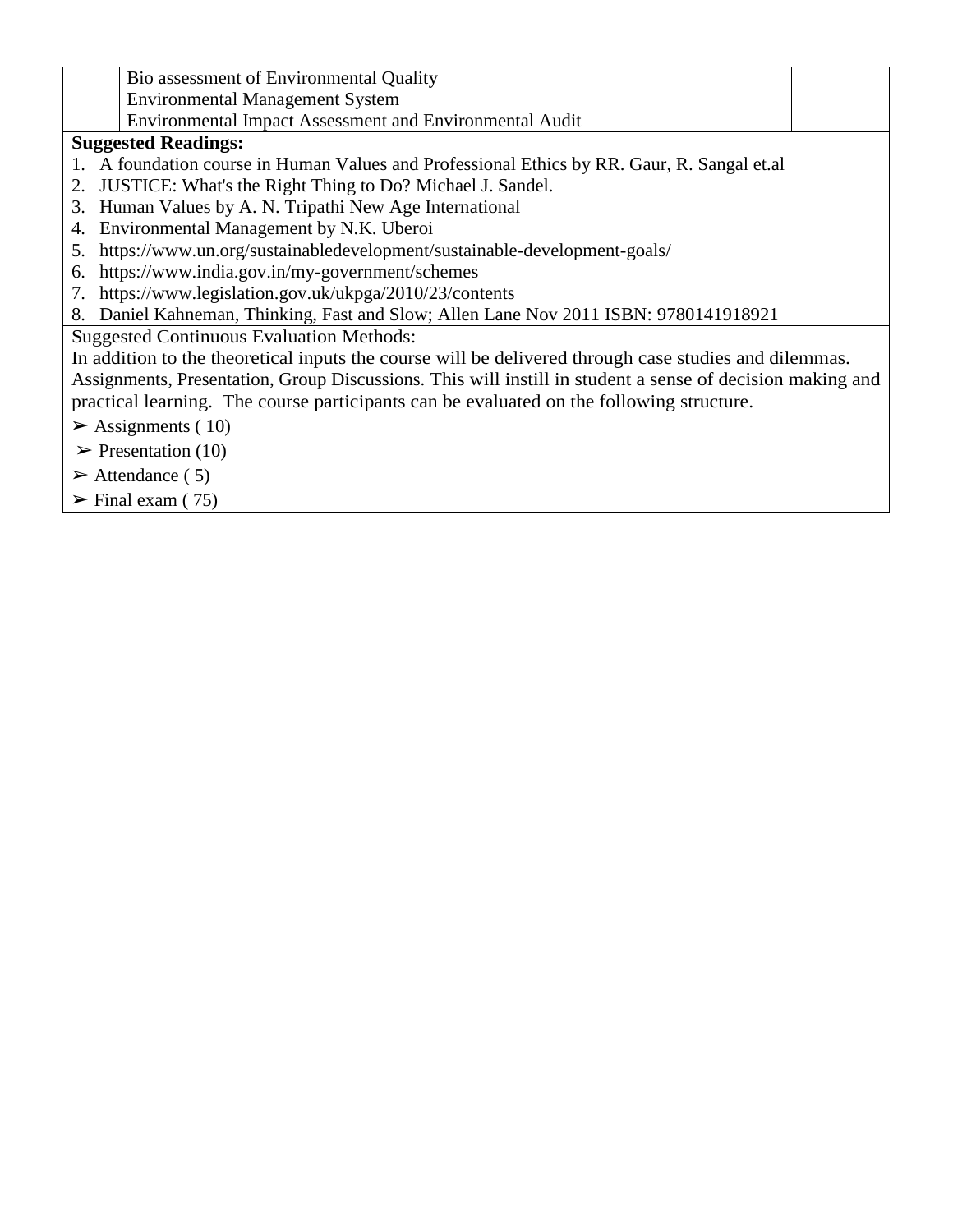| | | |
|---|---|---|
| | Bio assessment of Environmental Quality<br>Environmental Management System<br>Environmental Impact Assessment and Environmental Audit | |

**Suggested Readings:**

1. A foundation course in Human Values and Professional Ethics by RR. Gaur, R. Sangal et.al
2. JUSTICE: What's the Right Thing to Do? Michael J. Sandel.
3. Human Values by A. N. Tripathi New Age International
4. Environmental Management by N.K. Uberoi
5. https://www.un.org/sustainabledevelopment/sustainable-development-goals/
6. https://www.india.gov.in/my-government/schemes
7. https://www.legislation.gov.uk/ukpga/2010/23/contents
8. Daniel Kahneman, Thinking, Fast and Slow; Allen Lane Nov 2011 ISBN: 9780141918921

Suggested Continuous Evaluation Methods:

In addition to the theoretical inputs the course will be delivered through case studies and dilemmas. Assignments, Presentation, Group Discussions. This will instill in student a sense of decision making and practical learning. The course participants can be evaluated on the following structure.

- ➢ Assignments ( 10)
- ➢ Presentation (10)
- ➢ Attendance ( 5)
- ➢ Final exam ( 75)